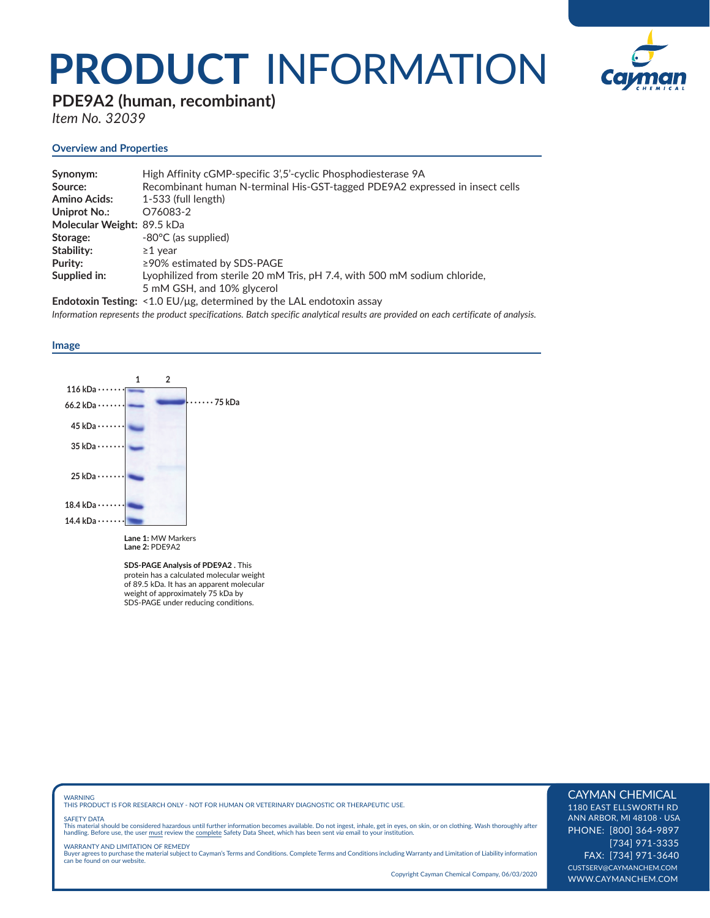# PRODUCT INFORMATION

## PDE9A2 (human, recombinant)

*Item No. 32039*

### Overview and Properties

**Synonym:** High Affinity cGMP-specific 3',5'-cyclic Phosphodiesterase 9A
**Source:** Recombinant human N-terminal His-GST-tagged PDE9A2 expressed in insect cells
**Amino Acids:** 1-533 (full length)
**Uniprot No.:** O76083-2
**Molecular Weight:** 89.5 kDa
**Storage:** -80°C (as supplied)
**Stability:** ≥1 year
**Purity:** ≥90% estimated by SDS-PAGE
**Supplied in:** Lyophilized from sterile 20 mM Tris, pH 7.4, with 500 mM sodium chloride, 5 mM GSH, and 10% glycerol
**Endotoxin Testing:** <1.0 EU/µg, determined by the LAL endotoxin assay

*Information represents the product specifications. Batch specific analytical results are provided on each certificate of analysis.*

### Image

1 2

116 kDa
66.2 kDa
45 kDa
35 kDa
25 kDa
18.4 kDa
14.4 kDa

75 kDa

**Lane 1:** MW Markers
**Lane 2:** PDE9A2

**SDS-PAGE Analysis of PDE9A2 .** This protein has a calculated molecular weight of 89.5 kDa. It has an apparent molecular weight of approximately 75 kDa by SDS-PAGE under reducing conditions.

WARNING
THIS PRODUCT IS FOR RESEARCH ONLY - NOT FOR HUMAN OR VETERINARY DIAGNOSTIC OR THERAPEUTIC USE.

SAFETY DATA
This material should be considered hazardous until further information becomes available. Do not ingest, inhale, get in eyes, on skin, or on clothing. Wash thoroughly after handling. Before use, the user must review the complete Safety Data Sheet, which has been sent *via* email to your institution.

WARRANTY AND LIMITATION OF REMEDY
Buyer agrees to purchase the material subject to Cayman's Terms and Conditions. Complete Terms and Conditions including Warranty and Limitation of Liability information can be found on our website.

Copyright Cayman Chemical Company, 06/03/2020

CAYMAN CHEMICAL
1180 EAST ELLSWORTH RD
ANN ARBOR, MI 48108 · USA
PHONE: [800] 364-9897
[734] 971-3335
FAX: [734] 971-3640
CUSTSERV@CAYMANCHEM.COM
WWW.CAYMANCHEM.COM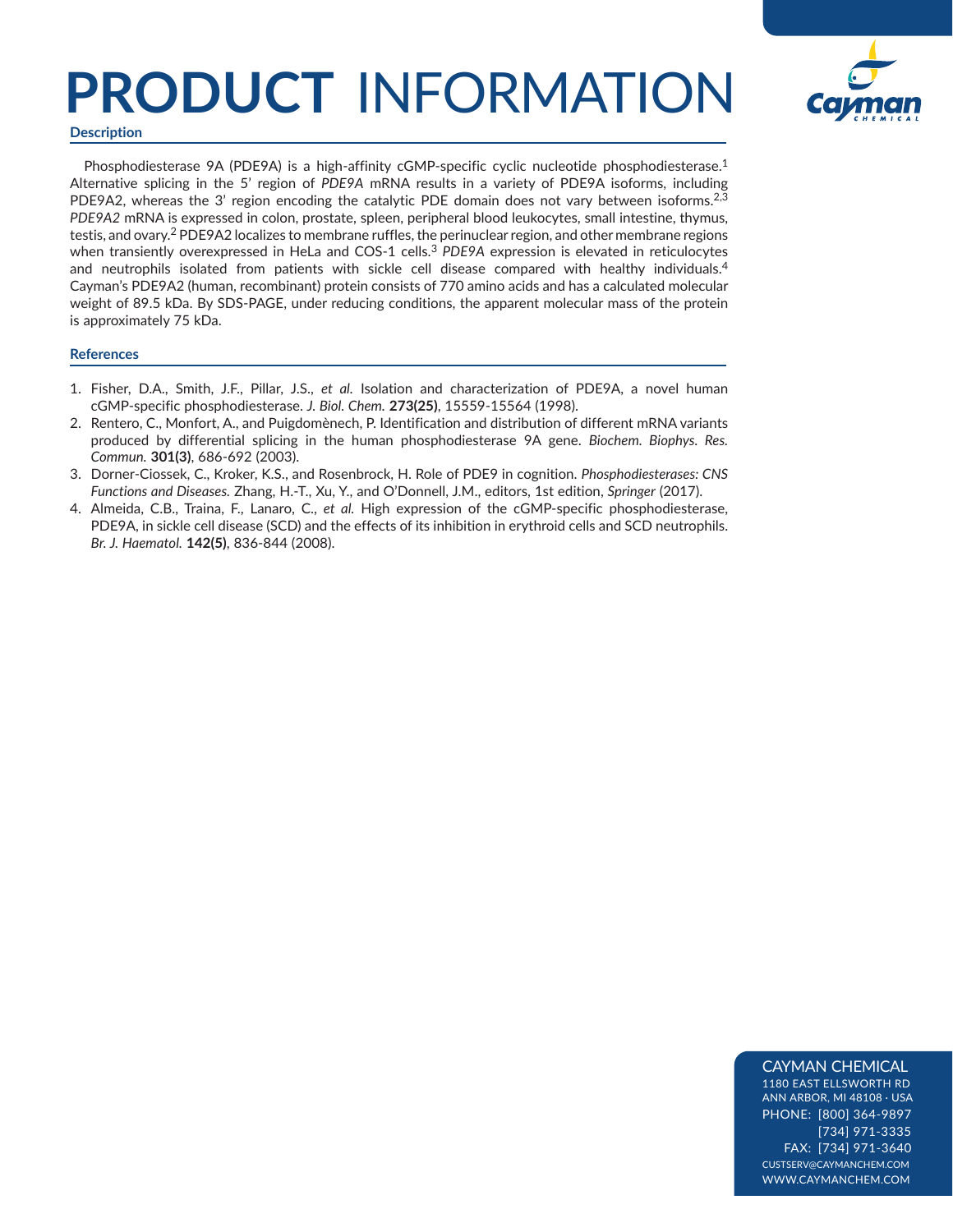# **PRODUCT** INFORMATION

### Description

Phosphodiesterase 9A (PDE9A) is a high-affinity cGMP-specific cyclic nucleotide phosphodiesterase.[1] Alternative splicing in the 5' region of *PDE9A* mRNA results in a variety of PDE9A isoforms, including PDE9A2, whereas the 3' region encoding the catalytic PDE domain does not vary between isoforms.[2,3] *PDE9A2* mRNA is expressed in colon, prostate, spleen, peripheral blood leukocytes, small intestine, thymus, testis, and ovary.[2] PDE9A2 localizes to membrane ruffles, the perinuclear region, and other membrane regions when transiently overexpressed in HeLa and COS-1 cells.[3] *PDE9A* expression is elevated in reticulocytes and neutrophils isolated from patients with sickle cell disease compared with healthy individuals.[4] Cayman's PDE9A2 (human, recombinant) protein consists of 770 amino acids and has a calculated molecular weight of 89.5 kDa. By SDS-PAGE, under reducing conditions, the apparent molecular mass of the protein is approximately 75 kDa.

### References

1. Fisher, D.A., Smith, J.F., Pillar, J.S., *et al.* Isolation and characterization of PDE9A, a novel human cGMP-specific phosphodiesterase. *J. Biol. Chem.* **273(25)**, 15559-15564 (1998).
2. Rentero, C., Monfort, A., and Puigdomènech, P. Identification and distribution of different mRNA variants produced by differential splicing in the human phosphodiesterase 9A gene. *Biochem. Biophys. Res. Commun.* **301(3)**, 686-692 (2003).
3. Dorner-Ciossek, C., Kroker, K.S., and Rosenbrock, H. Role of PDE9 in cognition. *Phosphodiesterases: CNS Functions and Diseases.* Zhang, H.-T., Xu, Y., and O'Donnell, J.M., editors, 1st edition, *Springer* (2017).
4. Almeida, C.B., Traina, F., Lanaro, C., *et al.* High expression of the cGMP-specific phosphodiesterase, PDE9A, in sickle cell disease (SCD) and the effects of its inhibition in erythroid cells and SCD neutrophils. *Br. J. Haematol.* **142(5)**, 836-844 (2008).

CAYMAN CHEMICAL
1180 EAST ELLSWORTH RD
ANN ARBOR, MI 48108 · USA
PHONE: [800] 364-9897
[734] 971-3335
FAX: [734] 971-3640
CUSTSERV@CAYMANCHEM.COM
WWW.CAYMANCHEM.COM